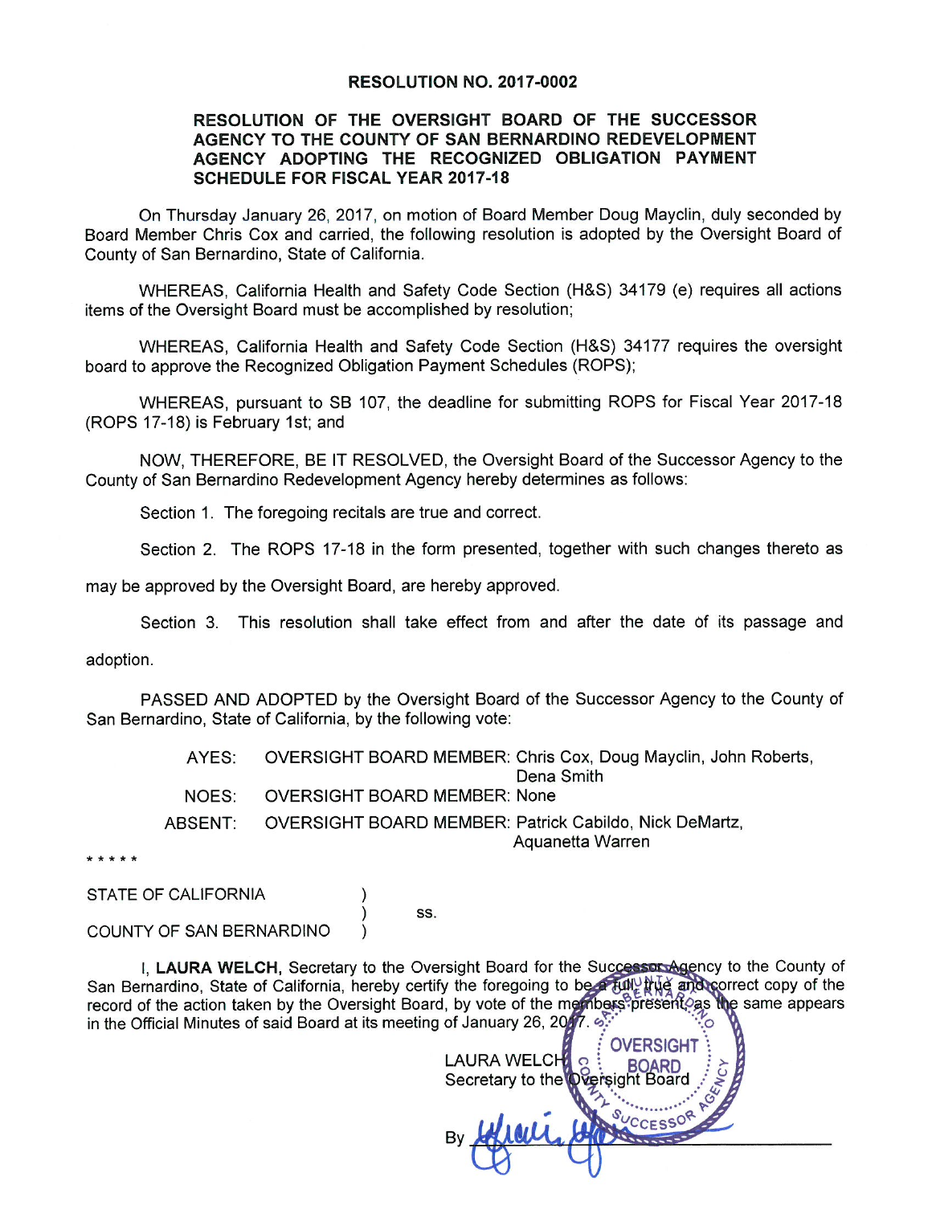# RESOLUTION NO. 2017-0002

## RESOLUTION OF THE OVERSIGHT BOARD OF THE SUCCESSOR AGENCY TO THE COUNTY OF SAN BERNARDINO REDEVELOPMENT AGENCY ADOPTING THE RECOGNIZED OBLIGATION PAYMENT SCHEDULE FOR FISCAL YEAR 2017-18

On Thursday January 26, 2017, on motion of Board Member Doug Mayclin, duly seconded by Board Member Chris Cox and carried, the following resolution is adopted by the Oversight Board of County of San Bernardino, State of California.

WHEREAS, California Health and Safety Code Section (H&S) 34179 (e) requires all actions items of the Oversight Board must be accomplished by resolution;

WHEREAS, California Health and Safety Code Section (H&S) 34177 requires the oversight board to approve the Recognized Obligation Payment Schedules (ROPS);

WHEREAS, pursuant to SB 107, the deadline for submitting ROPS for Fiscal Year 2017-18 (ROPS 17-18) is February 1st; and

NOW, THEREFORE, BE IT RESOLVED, the Oversight Board of the Successor Agency to the County of San Bernardino Redevelopment Agency hereby determines as follows:

Section 1. The foregoing recitals are true and correct.

Section 2. The ROPS 17-18 in the form presented, together with such changes thereto as may be approved by the Oversight Board, are hereby approved.

Section 3. This resolution shall take effect from and after the date of its passage and adoption.

PASSED AND ADOPTED by the Oversight Board of the Successor Agency to the County of San Bernardino, State of California, by the following vote:

AYES: OVERSIGHT BOARD MEMBER: Chris Cox, Doug Mayclin, John Roberts, Dena Smith

NOES: OVERSIGHT BOARD MEMBER: None

ABSENT: OVERSIGHT BOARD MEMBER: Patrick Cabildo, Nick DeMartz, Aquanetta Warren

* * * * *

STATE OF CALIFORNIA )
) ss.
COUNTY OF SAN BERNARDINO )

I, **LAURA WELCH**, Secretary to the Oversight Board for the Successor Agency to the County of San Bernardino, State of California, hereby certify the foregoing to be a full, true and correct copy of the record of the action taken by the Oversight Board, by vote of the members present, as the same appears in the Official Minutes of said Board at its meeting of January 26, 2017.

LAURA WELCH
Secretary to the Oversight Board

By ______________________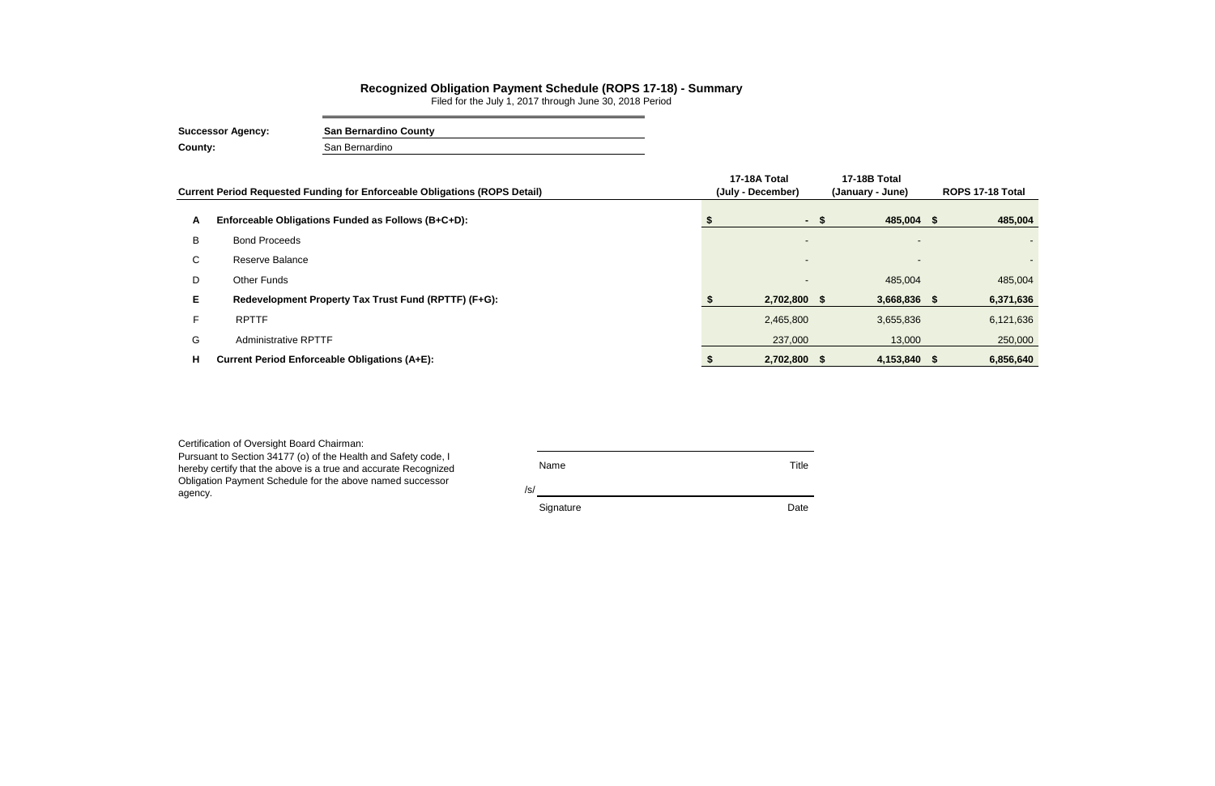# Recognized Obligation Payment Schedule (ROPS 17-18) - Summary

Filed for the July 1, 2017 through June 30, 2018 Period

**Successor Agency:** **San Bernardino County**

**County:** San Bernardino

| | Current Period Requested Funding for Enforceable Obligations (ROPS Detail) | 17-18A Total (July - December) | 17-18B Total (January - June) | ROPS 17-18 Total |
|---|---|---|---|---|
| **A** | **Enforceable Obligations Funded as Follows (B+C+D):** | **$ -** | **$ 485,004** | **$ 485,004** |
| B | Bond Proceeds | - | - | - |
| C | Reserve Balance | - | - | - |
| D | Other Funds | - | 485,004 | 485,004 |
| **E** | **Redevelopment Property Tax Trust Fund (RPTTF) (F+G):** | **$ 2,702,800** | **$ 3,668,836** | **$ 6,371,636** |
| F | RPTTF | 2,465,800 | 3,655,836 | 6,121,636 |
| G | Administrative RPTTF | 237,000 | 13,000 | 250,000 |
| **H** | **Current Period Enforceable Obligations (A+E):** | **$ 2,702,800** | **$ 4,153,840** | **$ 6,856,640** |

Certification of Oversight Board Chairman:
Pursuant to Section 34177 (o) of the Health and Safety code, I hereby certify that the above is a true and accurate Recognized Obligation Payment Schedule for the above named successor agency.

| Name | Title |
|---|---|
| /s/ Signature | Date |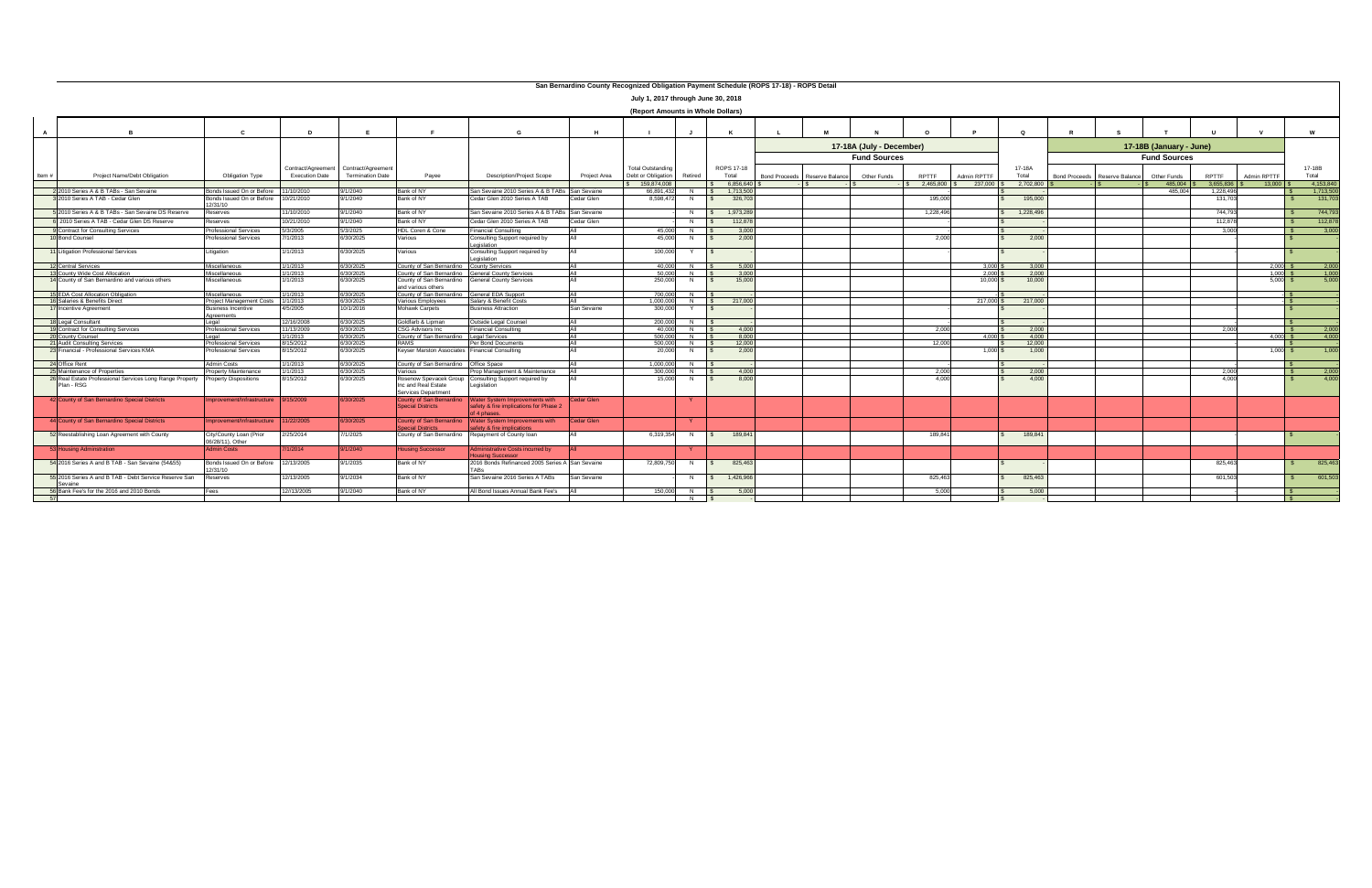# San Bernardino County Recognized Obligation Payment Schedule (ROPS 17-18) - ROPS Detail

## July 1, 2017 through June 30, 2018

### (Report Amounts in Whole Dollars)

| A | B | C | D | E | F | G | H | I | J | K | L | M | N | O | P | Q | R | S | T | U | V | W |
|---|---|---|---|---|---|---|---|---|---|---|---|---|---|---|---|---|---|---|---|---|---|---|
| | | | | | | | | | | | 17-18A (July - December) | | | | | | 17-18B (January - June) | | | | | |
| | | | | | | | | | | | Fund Sources | | | | | | Fund Sources | | | | | |
| Item # | Project Name/Debt Obligation | Obligation Type | Contract/Agreement Execution Date | Contract/Agreement Termination Date | Payee | Description/Project Scope | Project Area | Total Outstanding Debt or Obligation | Retired | ROPS 17-18 Total | Bond Proceeds | Reserve Balance | Other Funds | RPTTF | Admin RPTTF | 17-18A Total | Bond Proceeds | Reserve Balance | Other Funds | RPTTF | Admin RPTTF | 17-18B Total |
| | | | | | | | | $ 159,874,008 | | $ 6,856,640 | $ - | $ - | $ - | $ 2,465,800 | $ 237,000 | $ 2,702,800 | $ - | $ - | $ 485,004 | $ 3,655,836 | $ 13,000 | $ 4,153,840 |
| 2 | 2010 Series A & B TABs - San Sevaine | Bonds Issued On or Before 12/31/10 | 11/10/2010 | 9/1/2040 | Bank of NY | San Sevaine 2010 Series A & B TABs | San Sevaine | 66,891,432 | N | $ 1,713,500 | | | | - | | $ - | | | 485,004 | 1,228,496 | | $ 1,713,500 |
| 3 | 2010 Series A TAB - Cedar Glen | Bonds Issued On or Before 12/31/10 | 10/21/2010 | 9/1/2040 | Bank of NY | Cedar Glen 2010 Series A TAB | Cedar Glen | 8,598,472 | N | $ 326,703 | | | | 195,000 | | $ 195,000 | | | | 131,703 | | $ 131,703 |
| 5 | 2010 Series A & B TABs - San Sevaine DS Reserve | Reserves | 11/10/2010 | 9/1/2040 | Bank of NY | San Sevaine 2010 Series A & B TABs | San Sevaine | | N | $ 1,973,289 | | | | 1,228,496 | | $ 1,228,496 | | | | 744,793 | | $ 744,793 |
| 8 | 2010 Series A TAB - Cedar Glen DS Reserve | Reserves | 10/21/2010 | 9/1/2040 | Bank of NY | Cedar Glen 2010 Series A TAB | Cedar Glen | | N | $ 112,878 | | | | | | $ - | | | | 112,878 | | $ 112,878 |
| 9 | Contract for Consulting Services | Professional Services | 5/3/2005 | 5/3/2025 | HDL Coren & Cone | Financial Consulting | All | 45,000 | N | $ 3,000 | | | | | | $ - | | | | 3,000 | | $ 3,000 |
| 10 | Bond Counsel | Professional Services | 7/1/2013 | 6/30/2025 | Various | Consulting Support required by Legislation | All | 45,000 | N | $ 2,000 | | | | 2,000 | | $ 2,000 | | | | | | $ - |
| 11 | Litigation Professional Services | Litigation | 1/1/2013 | 6/30/2025 | Various | Consulting Support required by Legislation | All | 100,000 | Y | $ - | | | | | | $ - | | | | | | $ - |
| 12 | Central Services | Miscellaneous | 1/1/2013 | 6/30/2025 | County of San Bernardino | County Services | All | 40,000 | N | $ 5,000 | | | | | 3,000 | $ 3,000 | | | | | 2,000 | $ 2,000 |
| 13 | County Wide Cost Allocation | Miscellaneous | 1/1/2013 | 6/30/2025 | County of San Bernardino | General County Services | All | 50,000 | N | $ 3,000 | | | | | 2,000 | $ 2,000 | | | | | 1,000 | $ 1,000 |
| 14 | County of San Bernardino and various others | Miscellaneous | 1/1/2013 | 6/30/2025 | County of San Bernardino and various others | General County Services | All | 250,000 | N | $ 15,000 | | | | | 10,000 | $ 10,000 | | | | | 5,000 | $ 5,000 |
| 15 | EDA Cost Allocation Obligation | Miscellaneous | 1/1/2013 | 6/30/2025 | County of San Bernardino | General EDA Support | All | 700,000 | N | $ - | | | | | | $ - | | | | | - | $ - |
| 16 | Salaries & Benefits Direct | Project Management Costs | 1/1/2013 | 6/30/2025 | Various Employees | Salary & Benefit Costs | All | 1,000,000 | N | $ 217,000 | | | | | 217,000 | $ 217,000 | | | | | - | $ - |
| 17 | Incentive Agreement | Business Incentive Agreements | 4/5/2005 | 10/1/2016 | Mohawk Carpets | Business Attraction | San Sevaine | 300,000 | Y | $ - | | | | | | $ - | | | | | | $ - |
| 18 | Legal Consultant | Legal | 12/16/2008 | 6/30/2025 | Goldfarb & Lipman | Outside Legal Counsel | All | 200,000 | N | $ - | | | | | | $ - | | | | | | $ - |
| 19 | Contract for Consulting Services | Professional Services | 11/13/2009 | 6/30/2025 | CSG Advisors inc | Financial Consulting | All | 40,000 | N | $ 4,000 | | | | 2,000 | | $ 2,000 | | | | 2,000 | | $ 2,000 |
| 20 | County Counsel | Legal | 1/1/2013 | 6/30/2025 | County of San Bernardino | Legal Services | All | 500,000 | N | $ 8,000 | | | | | 4,000 | $ 4,000 | | | | | 4,000 | $ 4,000 |
| 21 | Audit Consulting Services | Professional Services | 8/15/2012 | 6/30/2025 | RAMS | Per Bond Documents | All | 500,000 | N | $ 12,000 | | | | 12,000 | | $ 12,000 | | | | | | $ - |
| 23 | Financial - Professional Services KMA | Professional Services | 8/15/2012 | 6/30/2025 | Keyser Marston Associates | Financial Consulting | All | 20,000 | N | $ 2,000 | | | | | 1,000 | $ 1,000 | | | | | 1,000 | $ 1,000 |
| 24 | Office Rent | Admin Costs | 1/1/2013 | 6/30/2025 | County of San Bernardino | Office Space | All | 1,000,000 | N | $ - | | | | | | $ - | | | | | | $ - |
| 25 | Maintenance of Properties | Property Maintenance | 1/1/2013 | 6/30/2025 | Various | Prop Management & Maintenance | All | 300,000 | N | $ 4,000 | | | | 2,000 | | $ 2,000 | | | | 2,000 | | $ 2,000 |
| 26 | Real Estate Professional Services Long Range Property Plan - RSG | Property Dispositions | 8/15/2012 | 6/30/2025 | Rosenow Spevacek Group Inc and Real Estate Services Department | Consulting Support required by Legislation | All | 15,000 | N | $ 8,000 | | | | 4,000 | | $ 4,000 | | | | 4,000 | | $ 4,000 |
| 42 | County of San Bernardino Special Districts | Improvement/Infrastructure | 9/15/2009 | 6/30/2025 | County of San Bernardino Special Districts | Water System Improvements with safety & fire implications for Phase 2 of 4 phases. | Cedar Glen | | Y | | | | | | | | | | | | | |
| 44 | County of San Bernardino Special Districts | Improvement/Infrastructure | 11/22/2005 | 6/30/2025 | County of San Bernardino Special Districts | Water System Improvements with safety & fire implications | Cedar Glen | | Y | | | | | | | | | | | | | |
| 52 | Reestablishing Loan Agreement with County | City/County Loan (Prior 06/28/11), Other | 2/25/2014 | 7/1/2025 | County of San Bernardino | Repayment of County loan | All | 6,319,354 | N | $ 189,841 | | | | 189,841 | | $ 189,841 | | | | | | $ - |
| 53 | Housing Administration | Admin Costs | 7/1/2014 | 9/1/2040 | Housing Successor | Administrative Costs incurred by Housing Successor | All | | Y | | | | | | | | | | | | | |
| 54 | 2016 Series A and B TAB - San Sevaine (54&55) | Bonds Issued On or Before 12/31/10 | 12/13/2005 | 9/1/2035 | Bank of NY | 2016 Bonds Refinanced 2005 Series A TABs | San Sevaine | 72,809,750 | N | $ 825,463 | | | | | | $ - | | | | 825,463 | | $ 825,463 |
| 55 | 2016 Series A and B TAB - Debt Service Reserve San Sevaine | Reserves | 12/13/2005 | 9/1/2034 | Bank of NY | San Sevaine 2016 Series A TABs | San Sevaine | | N | $ 1,426,966 | | | | 825,463 | | $ 825,463 | | | | 601,503 | | $ 601,503 |
| 56 | Bank Fee's for the 2016 and 2010 Bonds | Fees | 12/13/2005 | 9/1/2040 | Bank of NY | All Bond Issues Annual Bank Fee's | All | 150,000 | N | $ 5,000 | | | | 5,000 | | $ 5,000 | | | | | | $ - |
| 57 | | | | | | | | | N | $ - | | | | | | $ - | | | | | | $ - |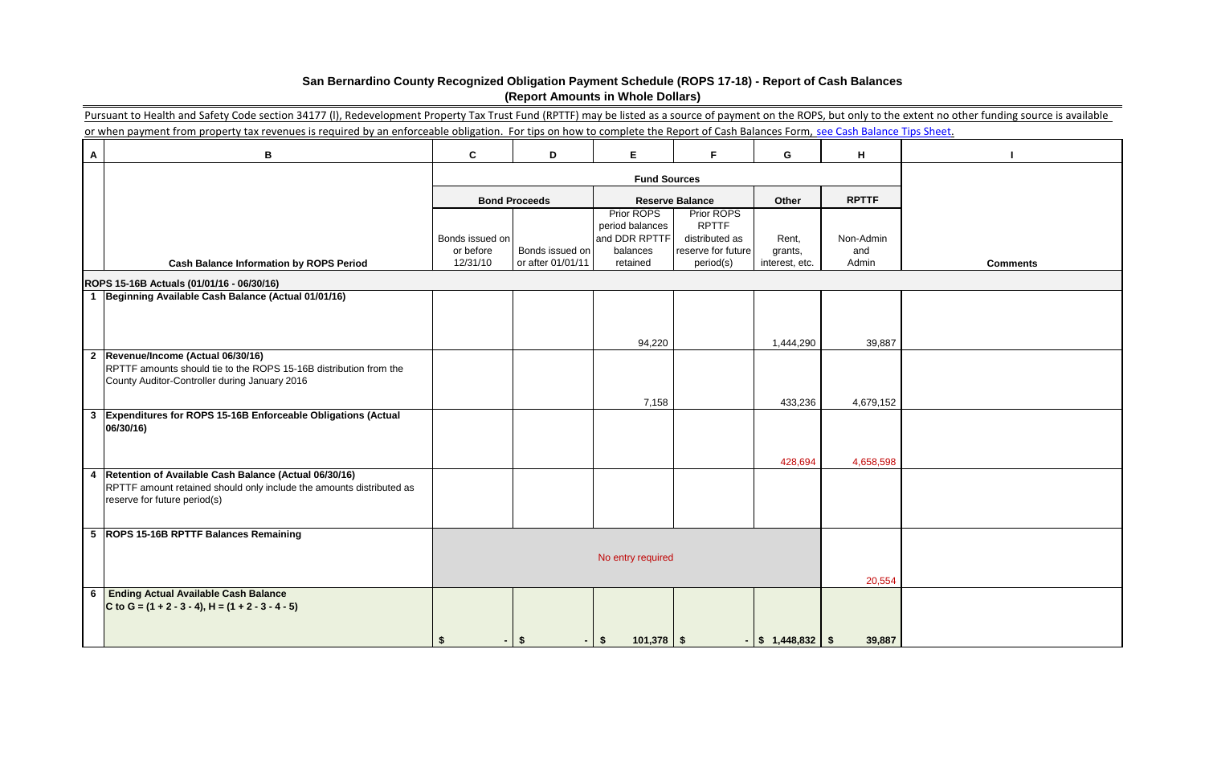# San Bernardino County Recognized Obligation Payment Schedule (ROPS 17-18) - Report of Cash Balances

**(Report Amounts in Whole Dollars)**

Pursuant to Health and Safety Code section 34177 (l), Redevelopment Property Tax Trust Fund (RPTTF) may be listed as a source of payment on the ROPS, but only to the extent no other funding source is available or when payment from property tax revenues is required by an enforceable obligation. For tips on how to complete the Report of Cash Balances Form, see Cash Balance Tips Sheet.

| A | B | C | D | E | F | G | H | I |
|---|---|---|---|---|---|---|---|---|
| | | Fund Sources | | | | | | |
| | | Bond Proceeds | | Reserve Balance | | Other | RPTTF | |
| | **Cash Balance Information by ROPS Period** | Bonds issued on or before 12/31/10 | Bonds issued on or after 01/01/11 | Prior ROPS period balances and DDR RPTTF balances retained | Prior ROPS RPTTF distributed as reserve for future period(s) | Rent, grants, interest, etc. | Non-Admin and Admin | **Comments** |
| | **ROPS 15-16B Actuals (01/01/16 - 06/30/16)** | | | | | | | |
| 1 | **Beginning Available Cash Balance (Actual 01/01/16)** | | | 94,220 | | 1,444,290 | 39,887 | |
| 2 | **Revenue/Income (Actual 06/30/16)** RPTTF amounts should tie to the ROPS 15-16B distribution from the County Auditor-Controller during January 2016 | | | 7,158 | | 433,236 | 4,679,152 | |
| 3 | **Expenditures for ROPS 15-16B Enforceable Obligations (Actual 06/30/16)** | | | | | 428,694 | 4,658,598 | |
| 4 | **Retention of Available Cash Balance (Actual 06/30/16)** RPTTF amount retained should only include the amounts distributed as reserve for future period(s) | | | | | | | |
| 5 | **ROPS 15-16B RPTTF Balances Remaining** | No entry required | | | | | 20,554 | |
| 6 | **Ending Actual Available Cash Balance** **C to G = (1 + 2 - 3 - 4), H = (1 + 2 - 3 - 4 - 5)** | $ - | $ - | $ 101,378 | $ - | $ 1,448,832 | $ 39,887 | |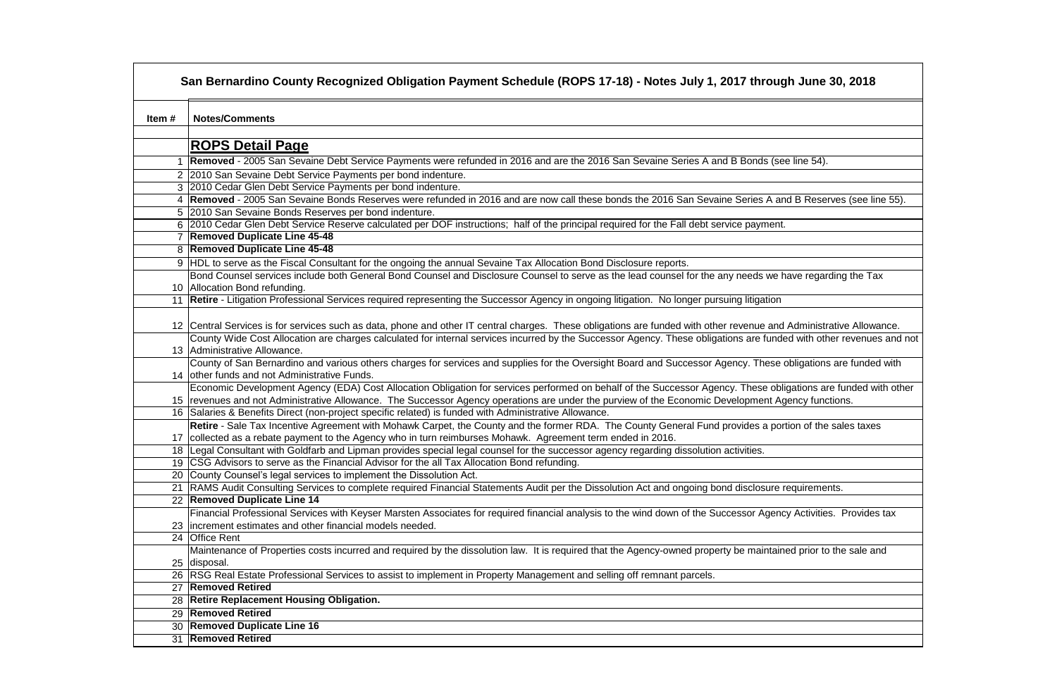## San Bernardino County Recognized Obligation Payment Schedule (ROPS 17-18) - Notes July 1, 2017 through June 30, 2018

| Item # | Notes/Comments |
|---|---|
| | **ROPS Detail Page** |
| 1 | **Removed** - 2005 San Sevaine Debt Service Payments were refunded in 2016 and are the 2016 San Sevaine Series A and B Bonds (see line 54). |
| 2 | 2010 San Sevaine Debt Service Payments per bond indenture. |
| 3 | 2010 Cedar Glen Debt Service Payments per bond indenture. |
| 4 | **Removed** - 2005 San Sevaine Bonds Reserves were refunded in 2016 and are now call these bonds the 2016 San Sevaine Series A and B Reserves (see line 55). |
| 5 | 2010 San Sevaine Bonds Reserves per bond indenture. |
| 6 | 2010 Cedar Glen Debt Service Reserve calculated per DOF instructions; half of the principal required for the Fall debt service payment. |
| 7 | **Removed Duplicate Line 45-48** |
| 8 | **Removed Duplicate Line 45-48** |
| 9 | HDL to serve as the Fiscal Consultant for the ongoing the annual Sevaine Tax Allocation Bond Disclosure reports. |
| 10 | Bond Counsel services include both General Bond Counsel and Disclosure Counsel to serve as the lead counsel for the any needs we have regarding the Tax Allocation Bond refunding. |
| 11 | **Retire** - Litigation Professional Services required representing the Successor Agency in ongoing litigation. No longer pursuing litigation |
| 12 | Central Services is for services such as data, phone and other IT central charges. These obligations are funded with other revenue and Administrative Allowance. |
| 13 | County Wide Cost Allocation are charges calculated for internal services incurred by the Successor Agency. These obligations are funded with other revenues and not Administrative Allowance. |
| 14 | County of San Bernardino and various others charges for services and supplies for the Oversight Board and Successor Agency. These obligations are funded with other funds and not Administrative Funds. |
| 15 | Economic Development Agency (EDA) Cost Allocation Obligation for services performed on behalf of the Successor Agency. These obligations are funded with other revenues and not Administrative Allowance. The Successor Agency operations are under the purview of the Economic Development Agency functions. |
| 16 | Salaries & Benefits Direct (non-project specific related) is funded with Administrative Allowance. |
| 17 | **Retire** - Sale Tax Incentive Agreement with Mohawk Carpet, the County and the former RDA. The County General Fund provides a portion of the sales taxes collected as a rebate payment to the Agency who in turn reimburses Mohawk. Agreement term ended in 2016. |
| 18 | Legal Consultant with Goldfarb and Lipman provides special legal counsel for the successor agency regarding dissolution activities. |
| 19 | CSG Advisors to serve as the Financial Advisor for the all Tax Allocation Bond refunding. |
| 20 | County Counsel's legal services to implement the Dissolution Act. |
| 21 | RAMS Audit Consulting Services to complete required Financial Statements Audit per the Dissolution Act and ongoing bond disclosure requirements. |
| 22 | **Removed Duplicate Line 14** |
| 23 | Financial Professional Services with Keyser Marsten Associates for required financial analysis to the wind down of the Successor Agency Activities. Provides tax increment estimates and other financial models needed. |
| 24 | Office Rent |
| 25 | Maintenance of Properties costs incurred and required by the dissolution law. It is required that the Agency-owned property be maintained prior to the sale and disposal. |
| 26 | RSG Real Estate Professional Services to assist to implement in Property Management and selling off remnant parcels. |
| 27 | **Removed Retired** |
| 28 | **Retire Replacement Housing Obligation.** |
| 29 | **Removed Retired** |
| 30 | **Removed Duplicate Line 16** |
| 31 | **Removed Retired** |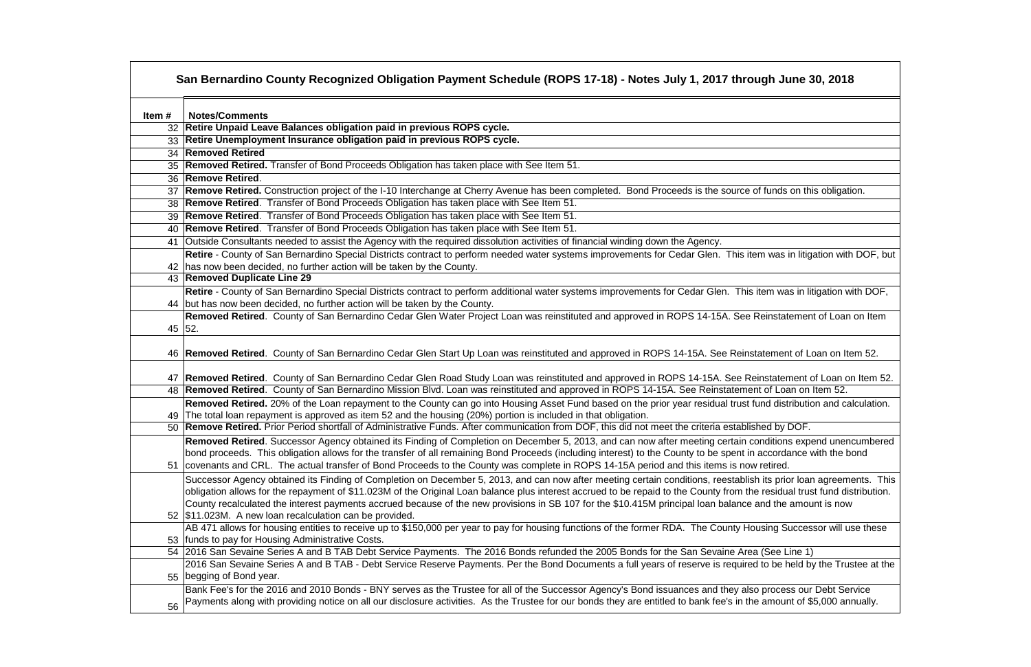## San Bernardino County Recognized Obligation Payment Schedule (ROPS 17-18) - Notes July 1, 2017 through June 30, 2018

| Item # | Notes/Comments |
|---|---|
| 32 | **Retire Unpaid Leave Balances obligation paid in previous ROPS cycle.** |
| 33 | **Retire Unemployment Insurance obligation paid in previous ROPS cycle.** |
| 34 | **Removed Retired** |
| 35 | **Removed Retired.** Transfer of Bond Proceeds Obligation has taken place with See Item 51. |
| 36 | **Remove Retired**. |
| 37 | **Remove Retired.** Construction project of the I-10 Interchange at Cherry Avenue has been completed. Bond Proceeds is the source of funds on this obligation. |
| 38 | **Remove Retired**. Transfer of Bond Proceeds Obligation has taken place with See Item 51. |
| 39 | **Remove Retired**. Transfer of Bond Proceeds Obligation has taken place with See Item 51. |
| 40 | **Remove Retired**. Transfer of Bond Proceeds Obligation has taken place with See Item 51. |
| 41 | Outside Consultants needed to assist the Agency with the required dissolution activities of financial winding down the Agency. |
| 42 | **Retire** - County of San Bernardino Special Districts contract to perform needed water systems improvements for Cedar Glen. This item was in litigation with DOF, but has now been decided, no further action will be taken by the County. |
| 43 | **Removed Duplicate Line 29** |
| 44 | **Retire** - County of San Bernardino Special Districts contract to perform additional water systems improvements for Cedar Glen. This item was in litigation with DOF, but has now been decided, no further action will be taken by the County. |
| 45 | **Removed Retired**. County of San Bernardino Cedar Glen Water Project Loan was reinstituted and approved in ROPS 14-15A. See Reinstatement of Loan on Item 52. |
| 46 | **Removed Retired**. County of San Bernardino Cedar Glen Start Up Loan was reinstituted and approved in ROPS 14-15A. See Reinstatement of Loan on Item 52. |
| 47 | **Removed Retired**. County of San Bernardino Cedar Glen Road Study Loan was reinstituted and approved in ROPS 14-15A. See Reinstatement of Loan on Item 52. |
| 48 | **Removed Retired**. County of San Bernardino Mission Blvd. Loan was reinstituted and approved in ROPS 14-15A. See Reinstatement of Loan on Item 52. |
| 49 | **Removed Retired.** 20% of the Loan repayment to the County can go into Housing Asset Fund based on the prior year residual trust fund distribution and calculation. The total loan repayment is approved as item 52 and the housing (20%) portion is included in that obligation. |
| 50 | **Remove Retired.** Prior Period shortfall of Administrative Funds. After communication from DOF, this did not meet the criteria established by DOF. |
| 51 | **Removed Retired**. Successor Agency obtained its Finding of Completion on December 5, 2013, and can now after meeting certain conditions expend unencumbered bond proceeds. This obligation allows for the transfer of all remaining Bond Proceeds (including interest) to the County to be spent in accordance with the bond covenants and CRL. The actual transfer of Bond Proceeds to the County was complete in ROPS 14-15A period and this items is now retired. |
| 52 | Successor Agency obtained its Finding of Completion on December 5, 2013, and can now after meeting certain conditions, reestablish its prior loan agreements. This obligation allows for the repayment of $11.023M of the Original Loan balance plus interest accrued to be repaid to the County from the residual trust fund distribution. County recalculated the interest payments accrued because of the new provisions in SB 107 for the $10.415M principal loan balance and the amount is now $11.023M. A new loan recalculation can be provided. |
| 53 | AB 471 allows for housing entities to receive up to $150,000 per year to pay for housing functions of the former RDA. The County Housing Successor will use these funds to pay for Housing Administrative Costs. |
| 54 | 2016 San Sevaine Series A and B TAB Debt Service Payments. The 2016 Bonds refunded the 2005 Bonds for the San Sevaine Area (See Line 1) |
| 55 | 2016 San Sevaine Series A and B TAB - Debt Service Reserve Payments. Per the Bond Documents a full years of reserve is required to be held by the Trustee at the begging of Bond year. |
| 56 | Bank Fee's for the 2016 and 2010 Bonds - BNY serves as the Trustee for all of the Successor Agency's Bond issuances and they also process our Debt Service Payments along with providing notice on all our disclosure activities. As the Trustee for our bonds they are entitled to bank fee's in the amount of $5,000 annually. |